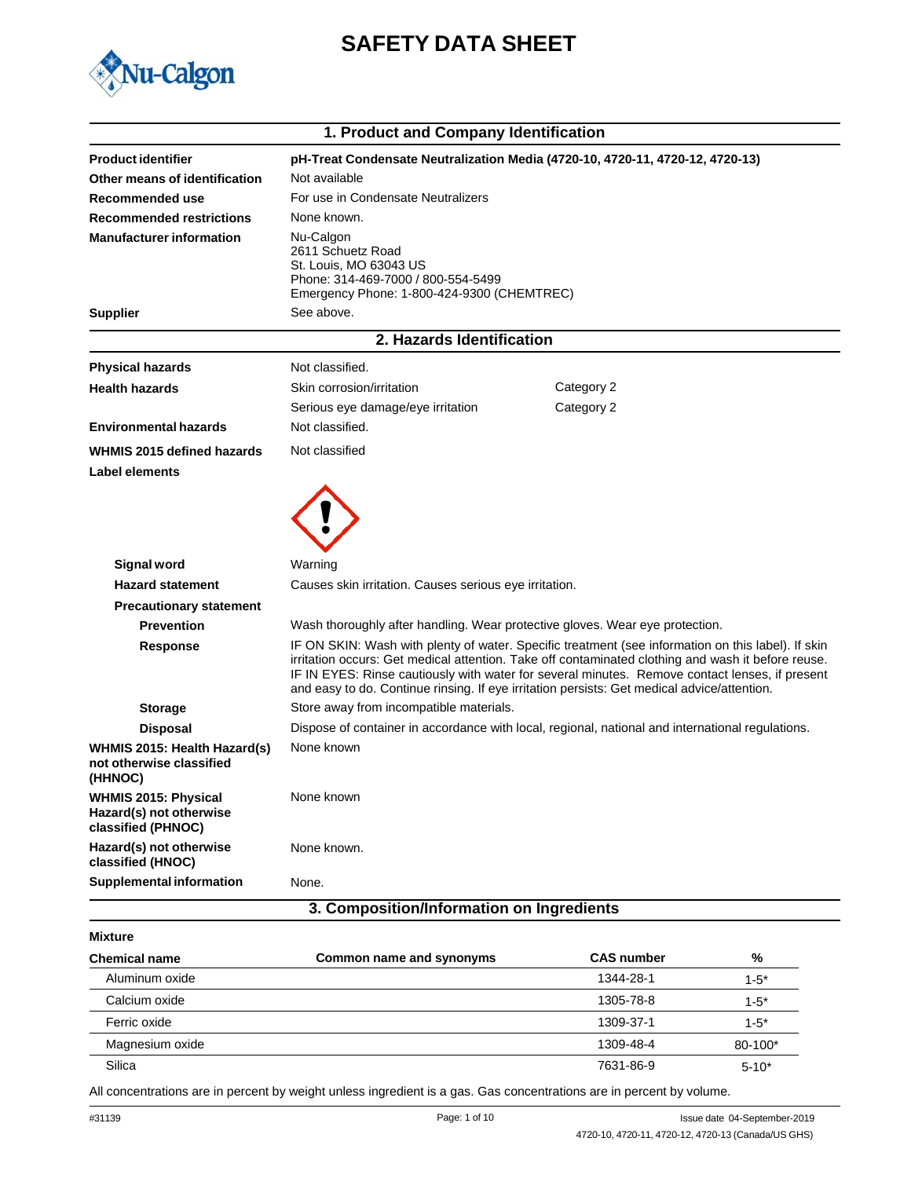# SAFETY DATA SHEET

## 1. Product and Company Identification

| | |
|---|---|
| **Product identifier** | **pH-Treat Condensate Neutralization Media (4720-10, 4720-11, 4720-12, 4720-13)** |
| **Other means of identification** | Not available |
| **Recommended use** | For use in Condensate Neutralizers |
| **Recommended restrictions** | None known. |
| **Manufacturer information** | Nu-Calgon<br>2611 Schuetz Road<br>St. Louis, MO 63043 US<br>Phone: 314-469-7000 / 800-554-5499<br>Emergency Phone: 1-800-424-9300 (CHEMTREC) |
| **Supplier** | See above. |

## 2. Hazards Identification

| | | |
|---|---|---|
| **Physical hazards** | Not classified. | |
| **Health hazards** | Skin corrosion/irritation | Category 2 |
| | Serious eye damage/eye irritation | Category 2 |
| **Environmental hazards** | Not classified. | |
| **WHMIS 2015 defined hazards** | Not classified | |

**Label elements**

| | |
|---|---|
| **Signal word** | Warning |
| **Hazard statement** | Causes skin irritation. Causes serious eye irritation. |
| **Precautionary statement** | |
| **Prevention** | Wash thoroughly after handling. Wear protective gloves. Wear eye protection. |
| **Response** | IF ON SKIN: Wash with plenty of water. Specific treatment (see information on this label). If skin irritation occurs: Get medical attention. Take off contaminated clothing and wash it before reuse. IF IN EYES: Rinse cautiously with water for several minutes. Remove contact lenses, if present and easy to do. Continue rinsing. If eye irritation persists: Get medical advice/attention. |
| **Storage** | Store away from incompatible materials. |
| **Disposal** | Dispose of container in accordance with local, regional, national and international regulations. |
| **WHMIS 2015: Health Hazard(s) not otherwise classified (HHNOC)** | None known |
| **WHMIS 2015: Physical Hazard(s) not otherwise classified (PHNOC)** | None known |
| **Hazard(s) not otherwise classified (HNOC)** | None known. |
| **Supplemental information** | None. |

## 3. Composition/Information on Ingredients

**Mixture**

| Chemical name | Common name and synonyms | CAS number | % |
|---|---|---|---|
| Aluminum oxide | | 1344-28-1 | 1-5* |
| Calcium oxide | | 1305-78-8 | 1-5* |
| Ferric oxide | | 1309-37-1 | 1-5* |
| Magnesium oxide | | 1309-48-4 | 80-100* |
| Silica | | 7631-86-9 | 5-10* |

All concentrations are in percent by weight unless ingredient is a gas. Gas concentrations are in percent by volume.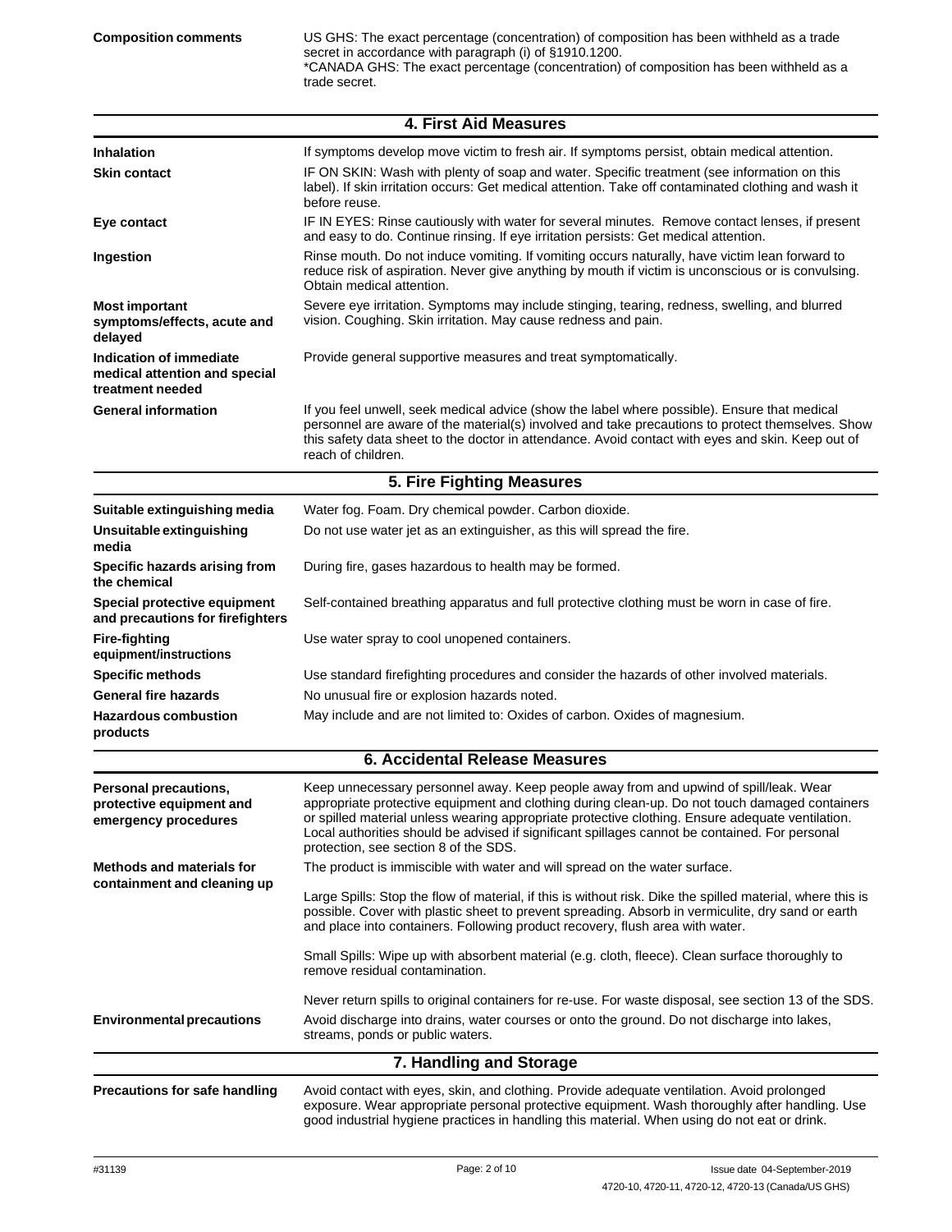**Composition comments** US GHS: The exact percentage (concentration) of composition has been withheld as a trade secret in accordance with paragraph (i) of §1910.1200.
*CANADA GHS: The exact percentage (concentration) of composition has been withheld as a trade secret.

## 4. First Aid Measures

| | |
|---|---|
| **Inhalation** | If symptoms develop move victim to fresh air. If symptoms persist, obtain medical attention. |
| **Skin contact** | IF ON SKIN: Wash with plenty of soap and water. Specific treatment (see information on this label). If skin irritation occurs: Get medical attention. Take off contaminated clothing and wash it before reuse. |
| **Eye contact** | IF IN EYES: Rinse cautiously with water for several minutes. Remove contact lenses, if present and easy to do. Continue rinsing. If eye irritation persists: Get medical attention. |
| **Ingestion** | Rinse mouth. Do not induce vomiting. If vomiting occurs naturally, have victim lean forward to reduce risk of aspiration. Never give anything by mouth if victim is unconscious or is convulsing. Obtain medical attention. |
| **Most important symptoms/effects, acute and delayed** | Severe eye irritation. Symptoms may include stinging, tearing, redness, swelling, and blurred vision. Coughing. Skin irritation. May cause redness and pain. |
| **Indication of immediate medical attention and special treatment needed** | Provide general supportive measures and treat symptomatically. |
| **General information** | If you feel unwell, seek medical advice (show the label where possible). Ensure that medical personnel are aware of the material(s) involved and take precautions to protect themselves. Show this safety data sheet to the doctor in attendance. Avoid contact with eyes and skin. Keep out of reach of children. |

## 5. Fire Fighting Measures

| | |
|---|---|
| **Suitable extinguishing media** | Water fog. Foam. Dry chemical powder. Carbon dioxide. |
| **Unsuitable extinguishing media** | Do not use water jet as an extinguisher, as this will spread the fire. |
| **Specific hazards arising from the chemical** | During fire, gases hazardous to health may be formed. |
| **Special protective equipment and precautions for firefighters** | Self-contained breathing apparatus and full protective clothing must be worn in case of fire. |
| **Fire-fighting equipment/instructions** | Use water spray to cool unopened containers. |
| **Specific methods** | Use standard firefighting procedures and consider the hazards of other involved materials. |
| **General fire hazards** | No unusual fire or explosion hazards noted. |
| **Hazardous combustion products** | May include and are not limited to: Oxides of carbon. Oxides of magnesium. |

## 6. Accidental Release Measures

**Personal precautions, protective equipment and emergency procedures**

Keep unnecessary personnel away. Keep people away from and upwind of spill/leak. Wear appropriate protective equipment and clothing during clean-up. Do not touch damaged containers or spilled material unless wearing appropriate protective clothing. Ensure adequate ventilation. Local authorities should be advised if significant spillages cannot be contained. For personal protection, see section 8 of the SDS.

**Methods and materials for containment and cleaning up**

The product is immiscible with water and will spread on the water surface.

Large Spills: Stop the flow of material, if this is without risk. Dike the spilled material, where this is possible. Cover with plastic sheet to prevent spreading. Absorb in vermiculite, dry sand or earth and place into containers. Following product recovery, flush area with water.

Small Spills: Wipe up with absorbent material (e.g. cloth, fleece). Clean surface thoroughly to remove residual contamination.

Never return spills to original containers for re-use. For waste disposal, see section 13 of the SDS.

**Environmental precautions**

Avoid discharge into drains, water courses or onto the ground. Do not discharge into lakes, streams, ponds or public waters.

## 7. Handling and Storage

**Precautions for safe handling**

Avoid contact with eyes, skin, and clothing. Provide adequate ventilation. Avoid prolonged exposure. Wear appropriate personal protective equipment. Wash thoroughly after handling. Use good industrial hygiene practices in handling this material. When using do not eat or drink.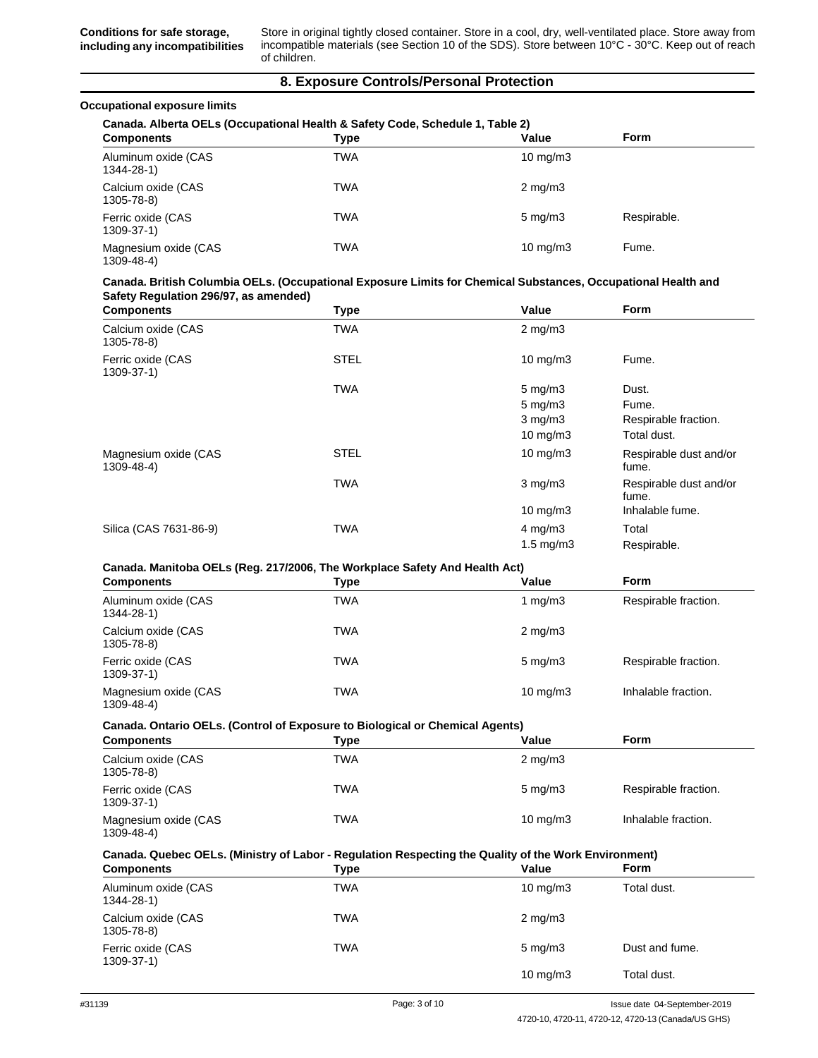| **Conditions for safe storage, including any incompatibilities** | Store in original tightly closed container. Store in a cool, dry, well-ventilated place. Store away from incompatible materials (see Section 10 of the SDS). Store between 10°C - 30°C. Keep out of reach of children. |
|---|---|

## 8. Exposure Controls/Personal Protection

**Occupational exposure limits**

**Canada. Alberta OELs (Occupational Health & Safety Code, Schedule 1, Table 2)**

| Components | Type | Value | Form |
|---|---|---|---|
| Aluminum oxide (CAS 1344-28-1) | TWA | 10 mg/m3 | |
| Calcium oxide (CAS 1305-78-8) | TWA | 2 mg/m3 | |
| Ferric oxide (CAS 1309-37-1) | TWA | 5 mg/m3 | Respirable. |
| Magnesium oxide (CAS 1309-48-4) | TWA | 10 mg/m3 | Fume. |

**Canada. British Columbia OELs. (Occupational Exposure Limits for Chemical Substances, Occupational Health and Safety Regulation 296/97, as amended)**

| Components | Type | Value | Form |
|---|---|---|---|
| Calcium oxide (CAS 1305-78-8) | TWA | 2 mg/m3 | |
| Ferric oxide (CAS 1309-37-1) | STEL | 10 mg/m3 | Fume. |
| | TWA | 5 mg/m3 | Dust. |
| | | 5 mg/m3 | Fume. |
| | | 3 mg/m3 | Respirable fraction. |
| | | 10 mg/m3 | Total dust. |
| Magnesium oxide (CAS 1309-48-4) | STEL | 10 mg/m3 | Respirable dust and/or fume. |
| | TWA | 3 mg/m3 | Respirable dust and/or fume. |
| | | 10 mg/m3 | Inhalable fume. |
| Silica (CAS 7631-86-9) | TWA | 4 mg/m3 | Total |
| | | 1.5 mg/m3 | Respirable. |

**Canada. Manitoba OELs (Reg. 217/2006, The Workplace Safety And Health Act)**

| Components | Type | Value | Form |
|---|---|---|---|
| Aluminum oxide (CAS 1344-28-1) | TWA | 1 mg/m3 | Respirable fraction. |
| Calcium oxide (CAS 1305-78-8) | TWA | 2 mg/m3 | |
| Ferric oxide (CAS 1309-37-1) | TWA | 5 mg/m3 | Respirable fraction. |
| Magnesium oxide (CAS 1309-48-4) | TWA | 10 mg/m3 | Inhalable fraction. |

**Canada. Ontario OELs. (Control of Exposure to Biological or Chemical Agents)**

| Components | Type | Value | Form |
|---|---|---|---|
| Calcium oxide (CAS 1305-78-8) | TWA | 2 mg/m3 | |
| Ferric oxide (CAS 1309-37-1) | TWA | 5 mg/m3 | Respirable fraction. |
| Magnesium oxide (CAS 1309-48-4) | TWA | 10 mg/m3 | Inhalable fraction. |

**Canada. Quebec OELs. (Ministry of Labor - Regulation Respecting the Quality of the Work Environment)**

| Components | Type | Value | Form |
|---|---|---|---|
| Aluminum oxide (CAS 1344-28-1) | TWA | 10 mg/m3 | Total dust. |
| Calcium oxide (CAS 1305-78-8) | TWA | 2 mg/m3 | |
| Ferric oxide (CAS 1309-37-1) | TWA | 5 mg/m3 | Dust and fume. |
| | | 10 mg/m3 | Total dust. |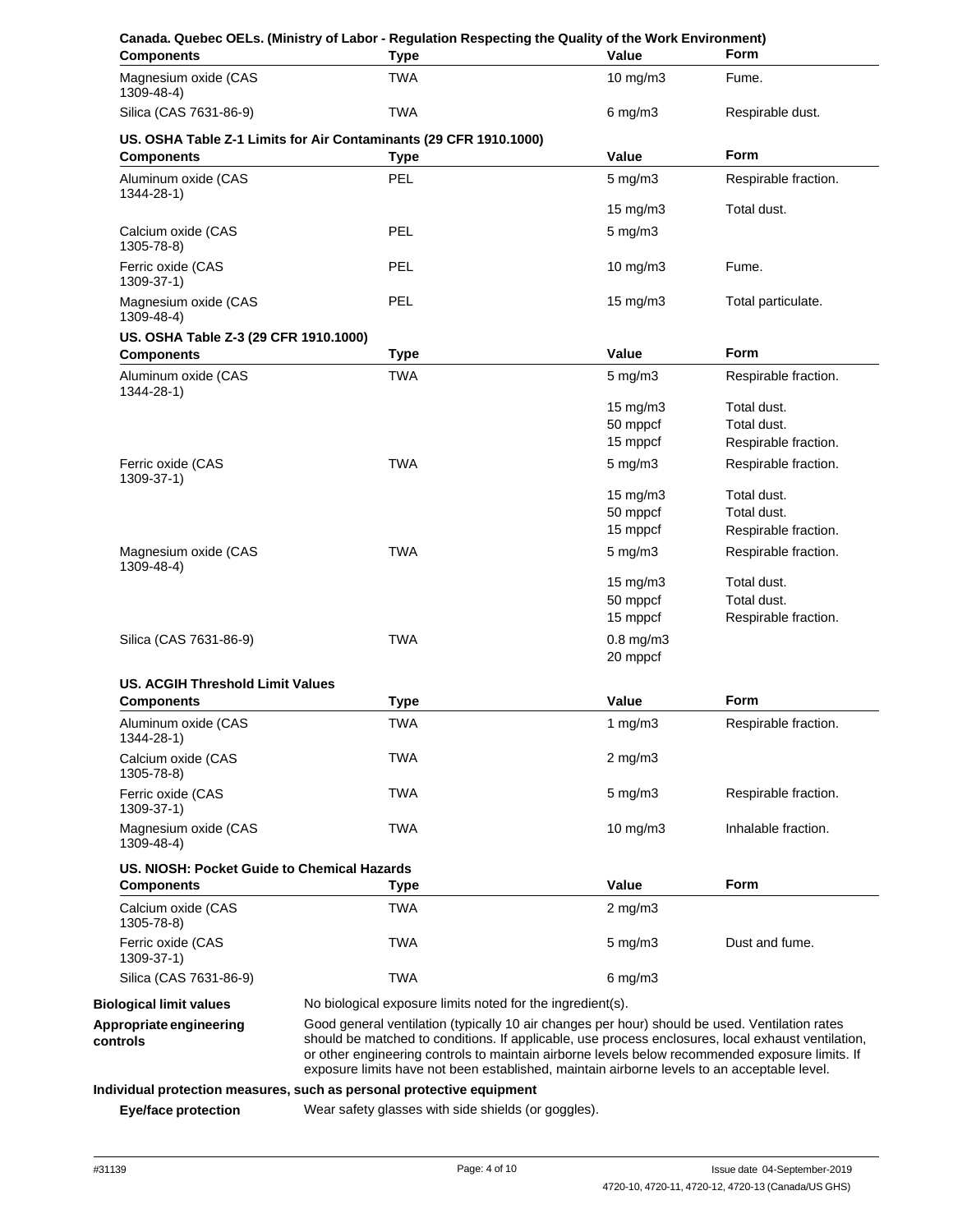**Canada. Quebec OELs. (Ministry of Labor - Regulation Respecting the Quality of the Work Environment)**

| Components | Type | Value | Form |
|---|---|---|---|
| Magnesium oxide (CAS 1309-48-4) | TWA | 10 mg/m3 | Fume. |
| Silica (CAS 7631-86-9) | TWA | 6 mg/m3 | Respirable dust. |

**US. OSHA Table Z-1 Limits for Air Contaminants (29 CFR 1910.1000)**

| Components | Type | Value | Form |
|---|---|---|---|
| Aluminum oxide (CAS 1344-28-1) | PEL | 5 mg/m3 | Respirable fraction. |
| | | 15 mg/m3 | Total dust. |
| Calcium oxide (CAS 1305-78-8) | PEL | 5 mg/m3 | |
| Ferric oxide (CAS 1309-37-1) | PEL | 10 mg/m3 | Fume. |
| Magnesium oxide (CAS 1309-48-4) | PEL | 15 mg/m3 | Total particulate. |

**US. OSHA Table Z-3 (29 CFR 1910.1000)**

| Components | Type | Value | Form |
|---|---|---|---|
| Aluminum oxide (CAS 1344-28-1) | TWA | 5 mg/m3 | Respirable fraction. |
| | | 15 mg/m3 | Total dust. |
| | | 50 mppcf | Total dust. |
| | | 15 mppcf | Respirable fraction. |
| Ferric oxide (CAS 1309-37-1) | TWA | 5 mg/m3 | Respirable fraction. |
| | | 15 mg/m3 | Total dust. |
| | | 50 mppcf | Total dust. |
| | | 15 mppcf | Respirable fraction. |
| Magnesium oxide (CAS 1309-48-4) | TWA | 5 mg/m3 | Respirable fraction. |
| | | 15 mg/m3 | Total dust. |
| | | 50 mppcf | Total dust. |
| | | 15 mppcf | Respirable fraction. |
| Silica (CAS 7631-86-9) | TWA | 0.8 mg/m3 | |
| | | 20 mppcf | |

**US. ACGIH Threshold Limit Values**

| Components | Type | Value | Form |
|---|---|---|---|
| Aluminum oxide (CAS 1344-28-1) | TWA | 1 mg/m3 | Respirable fraction. |
| Calcium oxide (CAS 1305-78-8) | TWA | 2 mg/m3 | |
| Ferric oxide (CAS 1309-37-1) | TWA | 5 mg/m3 | Respirable fraction. |
| Magnesium oxide (CAS 1309-48-4) | TWA | 10 mg/m3 | Inhalable fraction. |

**US. NIOSH: Pocket Guide to Chemical Hazards**

| Components | Type | Value | Form |
|---|---|---|---|
| Calcium oxide (CAS 1305-78-8) | TWA | 2 mg/m3 | |
| Ferric oxide (CAS 1309-37-1) | TWA | 5 mg/m3 | Dust and fume. |
| Silica (CAS 7631-86-9) | TWA | 6 mg/m3 | |

**Biological limit values** No biological exposure limits noted for the ingredient(s).

**Appropriate engineering controls** Good general ventilation (typically 10 air changes per hour) should be used. Ventilation rates should be matched to conditions. If applicable, use process enclosures, local exhaust ventilation, or other engineering controls to maintain airborne levels below recommended exposure limits. If exposure limits have not been established, maintain airborne levels to an acceptable level.

**Individual protection measures, such as personal protective equipment**

**Eye/face protection** Wear safety glasses with side shields (or goggles).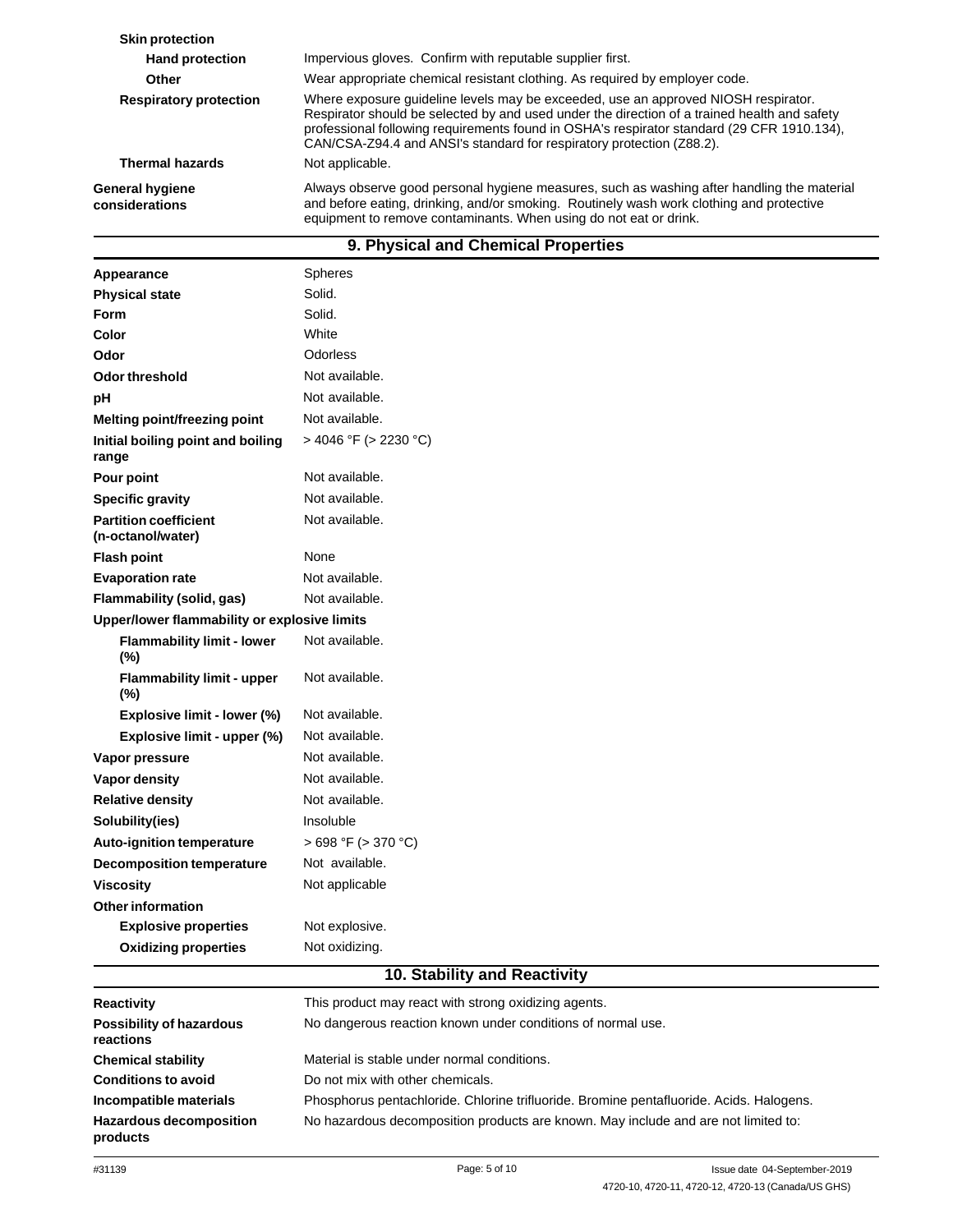| | |
|---|---|
| **Skin protection** | |
| **Hand protection** | Impervious gloves. Confirm with reputable supplier first. |
| **Other** | Wear appropriate chemical resistant clothing. As required by employer code. |
| **Respiratory protection** | Where exposure guideline levels may be exceeded, use an approved NIOSH respirator. Respirator should be selected by and used under the direction of a trained health and safety professional following requirements found in OSHA's respirator standard (29 CFR 1910.134), CAN/CSA-Z94.4 and ANSI's standard for respiratory protection (Z88.2). |
| **Thermal hazards** | Not applicable. |
| **General hygiene considerations** | Always observe good personal hygiene measures, such as washing after handling the material and before eating, drinking, and/or smoking. Routinely wash work clothing and protective equipment to remove contaminants. When using do not eat or drink. |

## 9. Physical and Chemical Properties

| | |
|---|---|
| **Appearance** | Spheres |
| **Physical state** | Solid. |
| **Form** | Solid. |
| **Color** | White |
| **Odor** | Odorless |
| **Odor threshold** | Not available. |
| **pH** | Not available. |
| **Melting point/freezing point** | Not available. |
| **Initial boiling point and boiling range** | > 4046 °F (> 2230 °C) |
| **Pour point** | Not available. |
| **Specific gravity** | Not available. |
| **Partition coefficient (n-octanol/water)** | Not available. |
| **Flash point** | None |
| **Evaporation rate** | Not available. |
| **Flammability (solid, gas)** | Not available. |
| **Upper/lower flammability or explosive limits** | |
| **Flammability limit - lower (%)** | Not available. |
| **Flammability limit - upper (%)** | Not available. |
| **Explosive limit - lower (%)** | Not available. |
| **Explosive limit - upper (%)** | Not available. |
| **Vapor pressure** | Not available. |
| **Vapor density** | Not available. |
| **Relative density** | Not available. |
| **Solubility(ies)** | Insoluble |
| **Auto-ignition temperature** | > 698 °F (> 370 °C) |
| **Decomposition temperature** | Not available. |
| **Viscosity** | Not applicable |
| **Other information** | |
| **Explosive properties** | Not explosive. |
| **Oxidizing properties** | Not oxidizing. |

## 10. Stability and Reactivity

| | |
|---|---|
| **Reactivity** | This product may react with strong oxidizing agents. |
| **Possibility of hazardous reactions** | No dangerous reaction known under conditions of normal use. |
| **Chemical stability** | Material is stable under normal conditions. |
| **Conditions to avoid** | Do not mix with other chemicals. |
| **Incompatible materials** | Phosphorus pentachloride. Chlorine trifluoride. Bromine pentafluoride. Acids. Halogens. |
| **Hazardous decomposition products** | No hazardous decomposition products are known. May include and are not limited to: |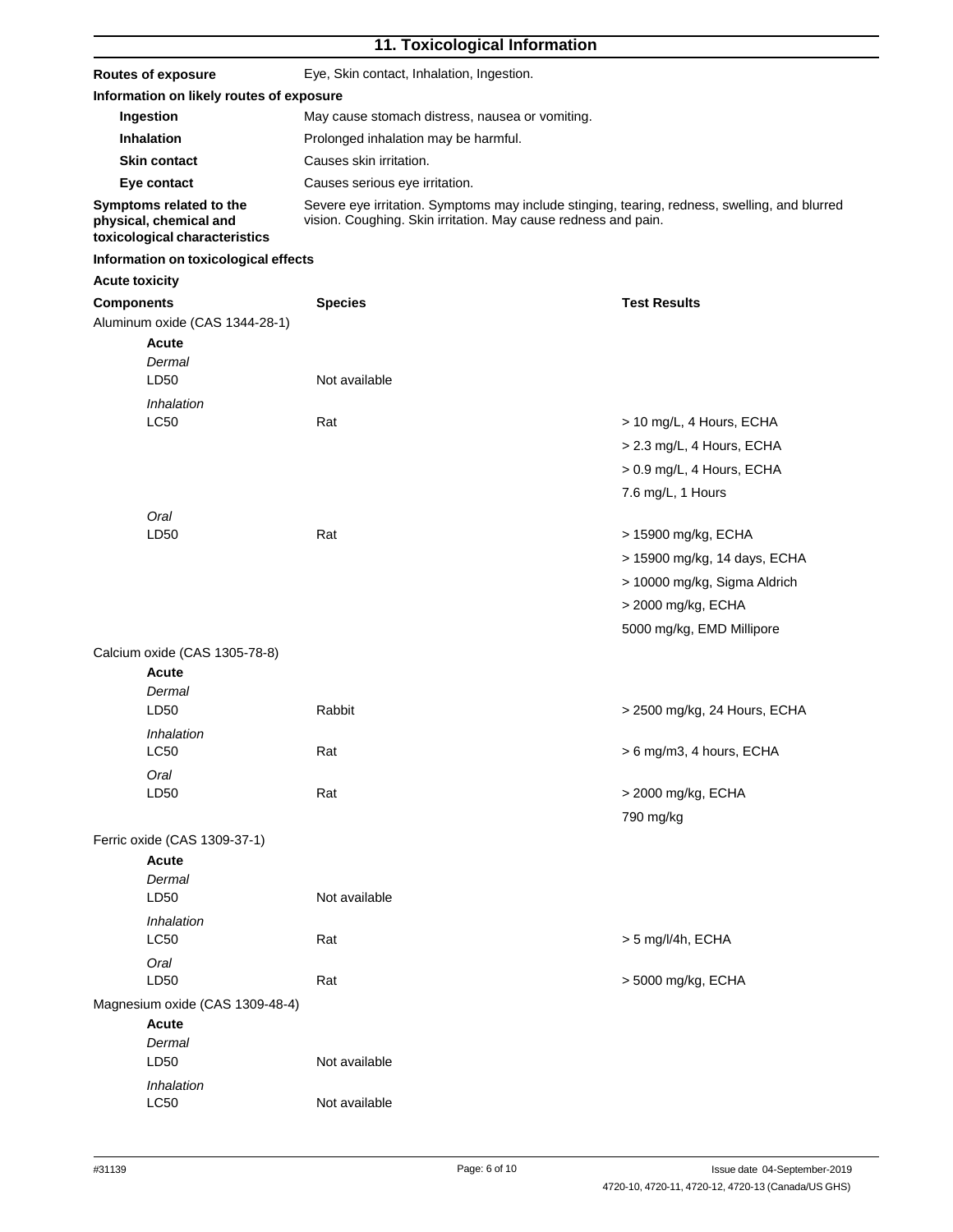## 11. Toxicological Information

**Routes of exposure** Eye, Skin contact, Inhalation, Ingestion.

**Information on likely routes of exposure**

| | |
|---|---|
| **Ingestion** | May cause stomach distress, nausea or vomiting. |
| **Inhalation** | Prolonged inhalation may be harmful. |
| **Skin contact** | Causes skin irritation. |
| **Eye contact** | Causes serious eye irritation. |
| **Symptoms related to the physical, chemical and toxicological characteristics** | Severe eye irritation. Symptoms may include stinging, tearing, redness, swelling, and blurred vision. Coughing. Skin irritation. May cause redness and pain. |

**Information on toxicological effects**

**Acute toxicity**

| Components | Species | Test Results |
|---|---|---|
| Aluminum oxide (CAS 1344-28-1) | | |
| **Acute** | | |
| *Dermal* | | |
| LD50 | Not available | |
| *Inhalation* | | |
| LC50 | Rat | > 10 mg/L, 4 Hours, ECHA |
| | | > 2.3 mg/L, 4 Hours, ECHA |
| | | > 0.9 mg/L, 4 Hours, ECHA |
| | | 7.6 mg/L, 1 Hours |
| *Oral* | | |
| LD50 | Rat | > 15900 mg/kg, ECHA |
| | | > 15900 mg/kg, 14 days, ECHA |
| | | > 10000 mg/kg, Sigma Aldrich |
| | | > 2000 mg/kg, ECHA |
| | | 5000 mg/kg, EMD Millipore |
| Calcium oxide (CAS 1305-78-8) | | |
| **Acute** | | |
| *Dermal* | | |
| LD50 | Rabbit | > 2500 mg/kg, 24 Hours, ECHA |
| *Inhalation* | | |
| LC50 | Rat | > 6 mg/m3, 4 hours, ECHA |
| *Oral* | | |
| LD50 | Rat | > 2000 mg/kg, ECHA |
| | | 790 mg/kg |
| Ferric oxide (CAS 1309-37-1) | | |
| **Acute** | | |
| *Dermal* | | |
| LD50 | Not available | |
| *Inhalation* | | |
| LC50 | Rat | > 5 mg/l/4h, ECHA |
| *Oral* | | |
| LD50 | Rat | > 5000 mg/kg, ECHA |
| Magnesium oxide (CAS 1309-48-4) | | |
| **Acute** | | |
| *Dermal* | | |
| LD50 | Not available | |
| *Inhalation* | | |
| LC50 | Not available | |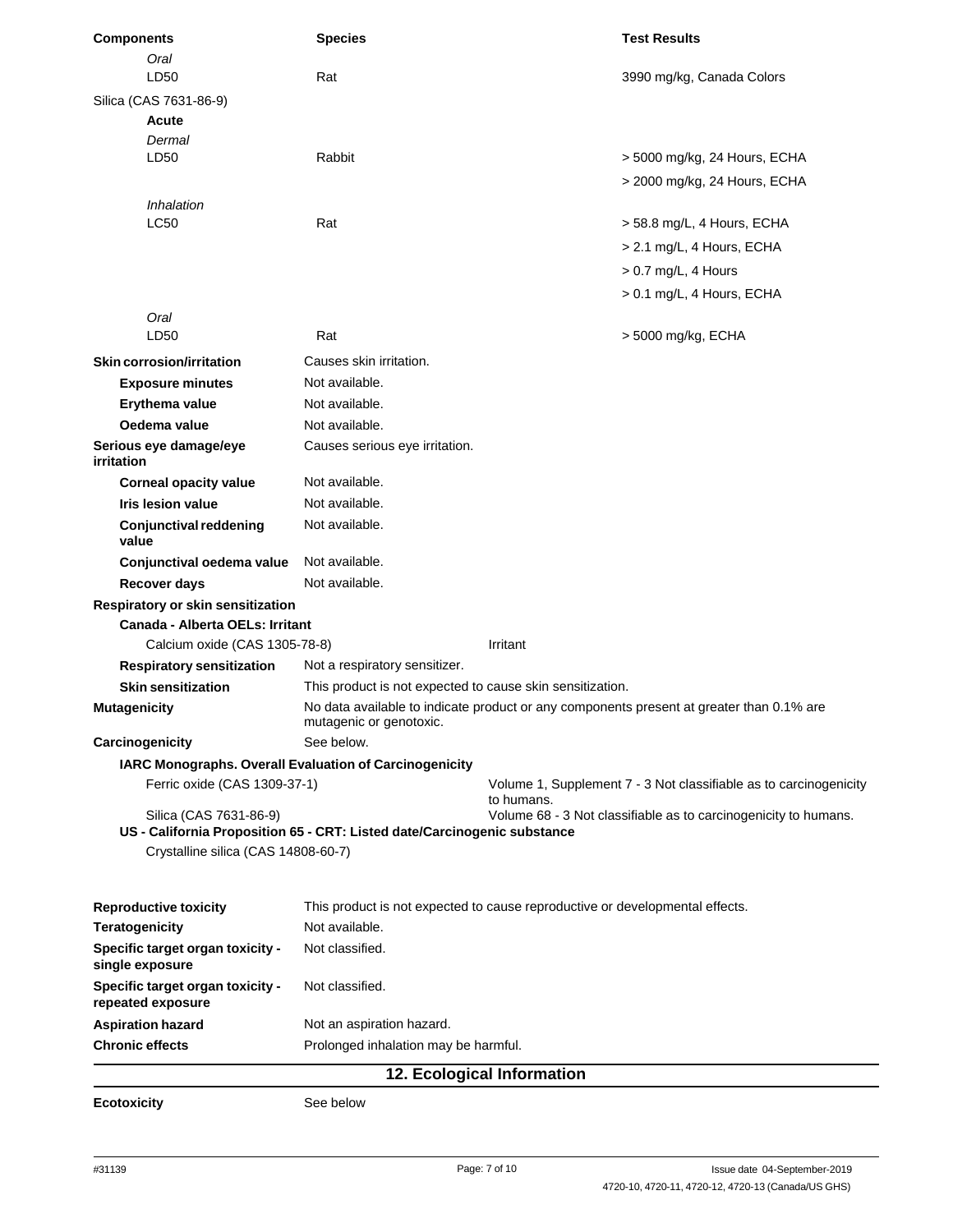| Components | Species | Test Results |
|---|---|---|
| *Oral* | | |
| LD50 | Rat | 3990 mg/kg, Canada Colors |
| Silica (CAS 7631-86-9) | | |
| **Acute** | | |
| *Dermal* | | |
| LD50 | Rabbit | > 5000 mg/kg, 24 Hours, ECHA |
| | | > 2000 mg/kg, 24 Hours, ECHA |
| *Inhalation* | | |
| LC50 | Rat | > 58.8 mg/L, 4 Hours, ECHA |
| | | > 2.1 mg/L, 4 Hours, ECHA |
| | | > 0.7 mg/L, 4 Hours |
| | | > 0.1 mg/L, 4 Hours, ECHA |
| *Oral* | | |
| LD50 | Rat | > 5000 mg/kg, ECHA |

**Skin corrosion/irritation** Causes skin irritation.

**Exposure minutes** Not available.

**Erythema value** Not available.

**Oedema value** Not available.

**Serious eye damage/eye irritation** Causes serious eye irritation.

**Corneal opacity value** Not available.

**Iris lesion value** Not available.

**Conjunctival reddening value** Not available.

**Conjunctival oedema value** Not available.

**Recover days** Not available.

**Respiratory or skin sensitization**

**Canada - Alberta OELs: Irritant**

Calcium oxide (CAS 1305-78-8) Irritant

**Respiratory sensitization** Not a respiratory sensitizer.

**Skin sensitization** This product is not expected to cause skin sensitization.

**Mutagenicity** No data available to indicate product or any components present at greater than 0.1% are mutagenic or genotoxic.

**Carcinogenicity** See below.

**IARC Monographs. Overall Evaluation of Carcinogenicity**

Ferric oxide (CAS 1309-37-1) Volume 1, Supplement 7 - 3 Not classifiable as to carcinogenicity to humans.

Silica (CAS 7631-86-9) Volume 68 - 3 Not classifiable as to carcinogenicity to humans.

**US - California Proposition 65 - CRT: Listed date/Carcinogenic substance**

Crystalline silica (CAS 14808-60-7)

**Reproductive toxicity** This product is not expected to cause reproductive or developmental effects.

**Teratogenicity** Not available.

**Specific target organ toxicity - single exposure** Not classified.

**Specific target organ toxicity - repeated exposure** Not classified.

**Aspiration hazard** Not an aspiration hazard.

**Chronic effects** Prolonged inhalation may be harmful.

## 12. Ecological Information

**Ecotoxicity** See below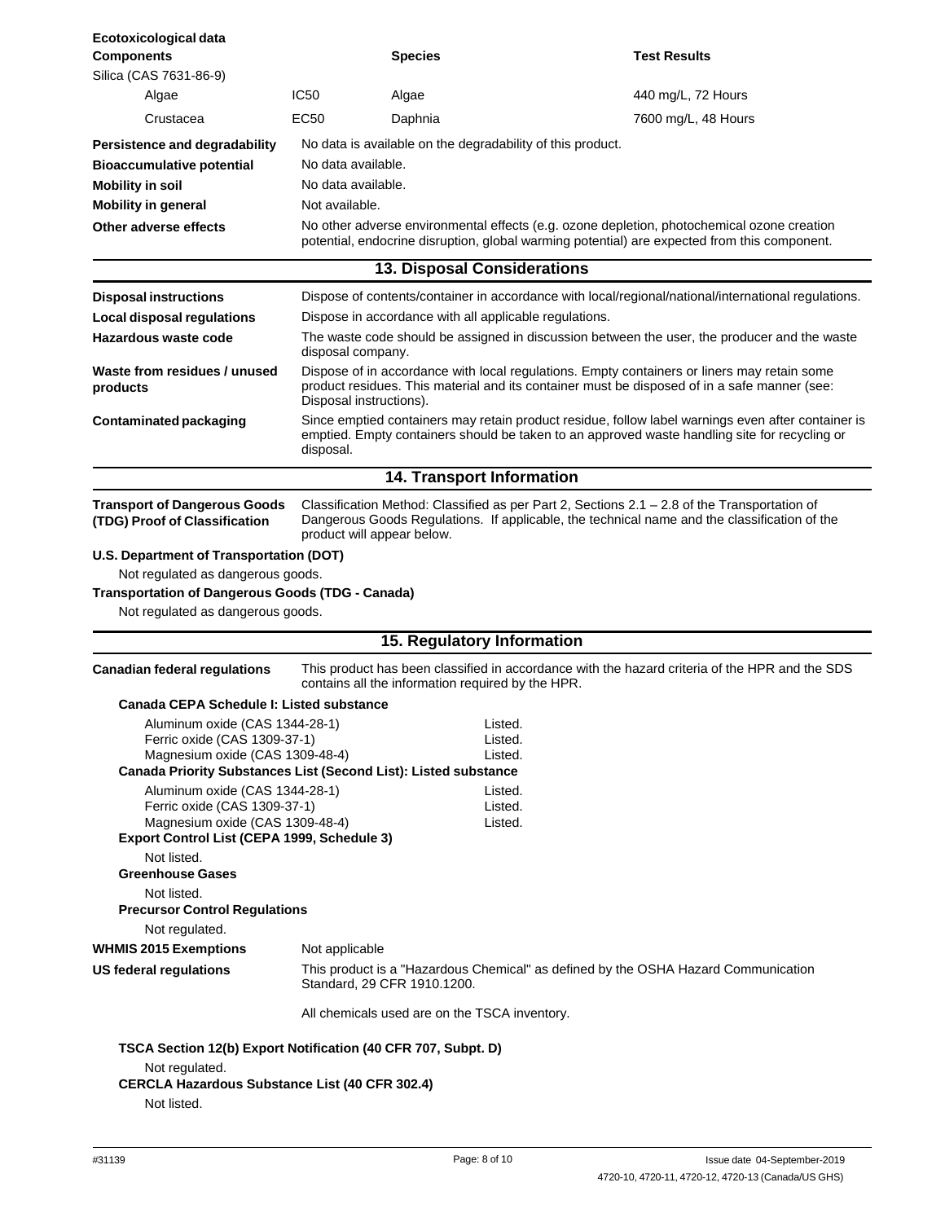**Ecotoxicological data**

| Components | | Species | Test Results |
|---|---|---|---|
| Silica (CAS 7631-86-9) | | | |
| Algae | IC50 | Algae | 440 mg/L, 72 Hours |
| Crustacea | EC50 | Daphnia | 7600 mg/L, 48 Hours |

**Persistence and degradability** No data is available on the degradability of this product.

**Bioaccumulative potential** No data available.

**Mobility in soil** No data available.

**Mobility in general** Not available.

**Other adverse effects** No other adverse environmental effects (e.g. ozone depletion, photochemical ozone creation potential, endocrine disruption, global warming potential) are expected from this component.

## 13. Disposal Considerations

**Disposal instructions** Dispose of contents/container in accordance with local/regional/national/international regulations.

**Local disposal regulations** Dispose in accordance with all applicable regulations.

**Hazardous waste code** The waste code should be assigned in discussion between the user, the producer and the waste disposal company.

**Waste from residues / unused products** Dispose of in accordance with local regulations. Empty containers or liners may retain some product residues. This material and its container must be disposed of in a safe manner (see: Disposal instructions).

**Contaminated packaging** Since emptied containers may retain product residue, follow label warnings even after container is emptied. Empty containers should be taken to an approved waste handling site for recycling or disposal.

## 14. Transport Information

**Transport of Dangerous Goods (TDG) Proof of Classification** Classification Method: Classified as per Part 2, Sections 2.1 – 2.8 of the Transportation of Dangerous Goods Regulations. If applicable, the technical name and the classification of the product will appear below.

**U.S. Department of Transportation (DOT)**

Not regulated as dangerous goods.

**Transportation of Dangerous Goods (TDG - Canada)**

Not regulated as dangerous goods.

## 15. Regulatory Information

**Canadian federal regulations** This product has been classified in accordance with the hazard criteria of the HPR and the SDS contains all the information required by the HPR.

**Canada CEPA Schedule I: Listed substance**

| | |
|---|---|
| Aluminum oxide (CAS 1344-28-1) | Listed. |
| Ferric oxide (CAS 1309-37-1) | Listed. |
| Magnesium oxide (CAS 1309-48-4) | Listed. |

**Canada Priority Substances List (Second List): Listed substance**

| | |
|---|---|
| Aluminum oxide (CAS 1344-28-1) | Listed. |
| Ferric oxide (CAS 1309-37-1) | Listed. |
| Magnesium oxide (CAS 1309-48-4) | Listed. |

**Export Control List (CEPA 1999, Schedule 3)**

Not listed.

**Greenhouse Gases**

Not listed.

**Precursor Control Regulations**

Not regulated.

**WHMIS 2015 Exemptions** Not applicable

**US federal regulations** This product is a "Hazardous Chemical" as defined by the OSHA Hazard Communication Standard, 29 CFR 1910.1200.

All chemicals used are on the TSCA inventory.

**TSCA Section 12(b) Export Notification (40 CFR 707, Subpt. D)**

Not regulated.

**CERCLA Hazardous Substance List (40 CFR 302.4)**

Not listed.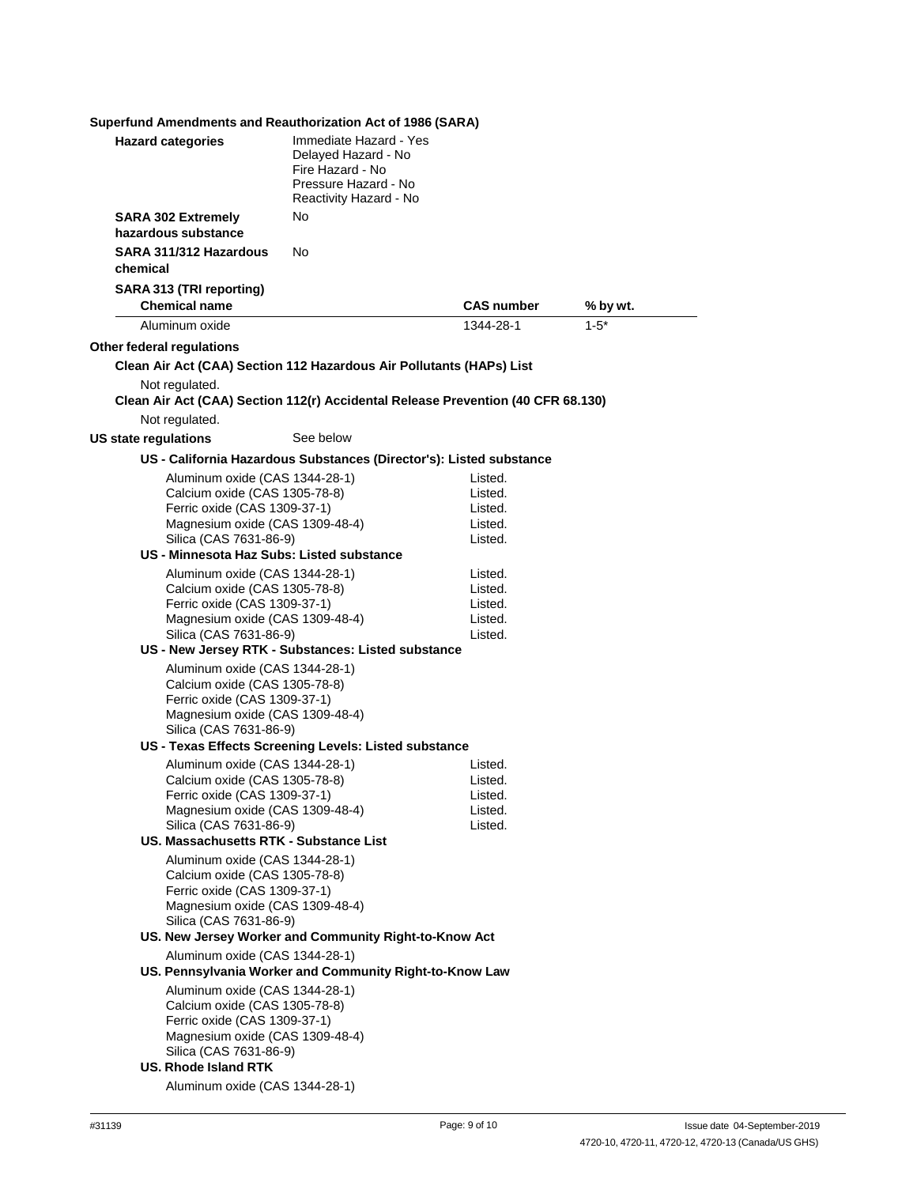**Superfund Amendments and Reauthorization Act of 1986 (SARA)**

**Hazard categories**

Immediate Hazard - Yes
Delayed Hazard - No
Fire Hazard - No
Pressure Hazard - No
Reactivity Hazard - No

**SARA 302 Extremely hazardous substance** No

**SARA 311/312 Hazardous chemical** No

**SARA 313 (TRI reporting)**

| Chemical name | CAS number | % by wt. |
|---|---|---|
| Aluminum oxide | 1344-28-1 | 1-5* |

**Other federal regulations**

**Clean Air Act (CAA) Section 112 Hazardous Air Pollutants (HAPs) List**

Not regulated.

**Clean Air Act (CAA) Section 112(r) Accidental Release Prevention (40 CFR 68.130)**

Not regulated.

**US state regulations** See below

**US - California Hazardous Substances (Director's): Listed substance**

| | |
|---|---|
| Aluminum oxide (CAS 1344-28-1) | Listed. |
| Calcium oxide (CAS 1305-78-8) | Listed. |
| Ferric oxide (CAS 1309-37-1) | Listed. |
| Magnesium oxide (CAS 1309-48-4) | Listed. |
| Silica (CAS 7631-86-9) | Listed. |

**US - Minnesota Haz Subs: Listed substance**

| | |
|---|---|
| Aluminum oxide (CAS 1344-28-1) | Listed. |
| Calcium oxide (CAS 1305-78-8) | Listed. |
| Ferric oxide (CAS 1309-37-1) | Listed. |
| Magnesium oxide (CAS 1309-48-4) | Listed. |
| Silica (CAS 7631-86-9) | Listed. |

**US - New Jersey RTK - Substances: Listed substance**

Aluminum oxide (CAS 1344-28-1)
Calcium oxide (CAS 1305-78-8)
Ferric oxide (CAS 1309-37-1)
Magnesium oxide (CAS 1309-48-4)
Silica (CAS 7631-86-9)

**US - Texas Effects Screening Levels: Listed substance**

| | |
|---|---|
| Aluminum oxide (CAS 1344-28-1) | Listed. |
| Calcium oxide (CAS 1305-78-8) | Listed. |
| Ferric oxide (CAS 1309-37-1) | Listed. |
| Magnesium oxide (CAS 1309-48-4) | Listed. |
| Silica (CAS 7631-86-9) | Listed. |

**US. Massachusetts RTK - Substance List**

Aluminum oxide (CAS 1344-28-1)
Calcium oxide (CAS 1305-78-8)
Ferric oxide (CAS 1309-37-1)
Magnesium oxide (CAS 1309-48-4)
Silica (CAS 7631-86-9)

**US. New Jersey Worker and Community Right-to-Know Act**

Aluminum oxide (CAS 1344-28-1)

**US. Pennsylvania Worker and Community Right-to-Know Law**

Aluminum oxide (CAS 1344-28-1)
Calcium oxide (CAS 1305-78-8)
Ferric oxide (CAS 1309-37-1)
Magnesium oxide (CAS 1309-48-4)
Silica (CAS 7631-86-9)

**US. Rhode Island RTK**

Aluminum oxide (CAS 1344-28-1)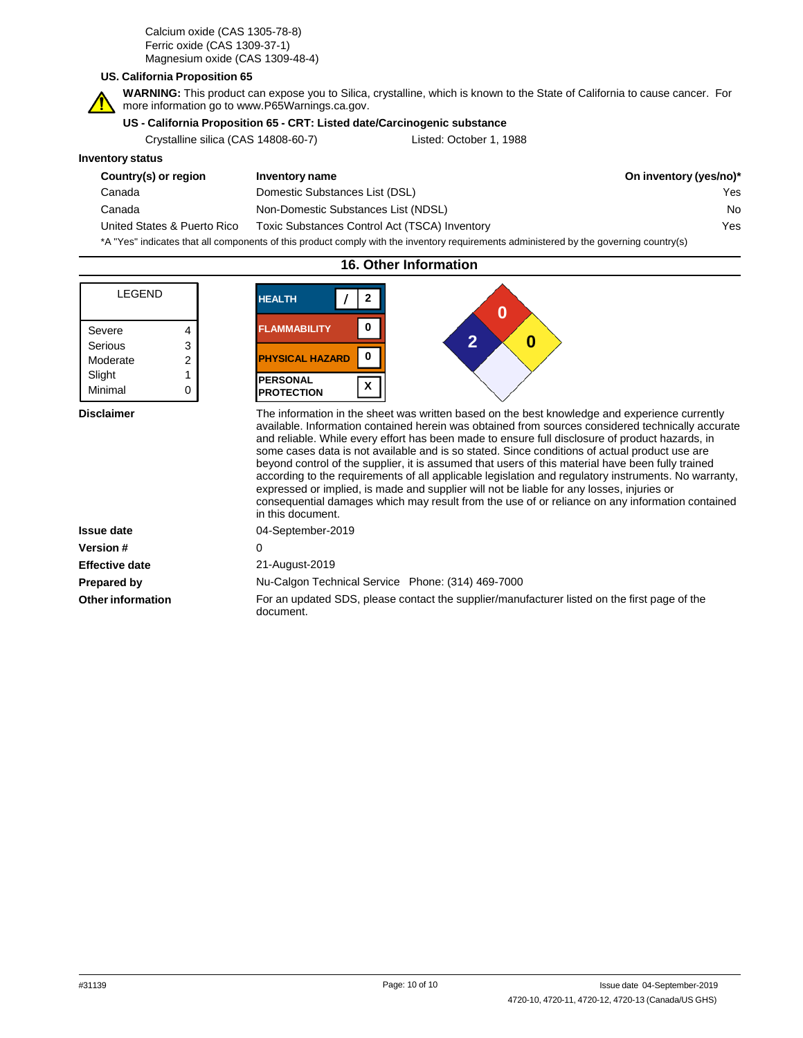Calcium oxide (CAS 1305-78-8)
Ferric oxide (CAS 1309-37-1)
Magnesium oxide (CAS 1309-48-4)

**US. California Proposition 65**

**WARNING:** This product can expose you to Silica, crystalline, which is known to the State of California to cause cancer. For more information go to www.P65Warnings.ca.gov.

**US - California Proposition 65 - CRT: Listed date/Carcinogenic substance**

Crystalline silica (CAS 14808-60-7) Listed: October 1, 1988

**Inventory status**

| Country(s) or region | Inventory name | On inventory (yes/no)* |
|---|---|---|
| Canada | Domestic Substances List (DSL) | Yes |
| Canada | Non-Domestic Substances List (NDSL) | No |
| United States & Puerto Rico | Toxic Substances Control Act (TSCA) Inventory | Yes |

*A "Yes" indicates that all components of this product comply with the inventory requirements administered by the governing country(s)

## 16. Other Information

| LEGEND | |
|---|---|
| Severe | 4 |
| Serious | 3 |
| Moderate | 2 |
| Slight | 1 |
| Minimal | 0 |

| | | |
|---|---|---|
| HEALTH | / | 2 |
| FLAMMABILITY | | 0 |
| PHYSICAL HAZARD | | 0 |
| PERSONAL PROTECTION | | X |

0
2
0

**Disclaimer**

The information in the sheet was written based on the best knowledge and experience currently available. Information contained herein was obtained from sources considered technically accurate and reliable. While every effort has been made to ensure full disclosure of product hazards, in some cases data is not available and is so stated. Since conditions of actual product use are beyond control of the supplier, it is assumed that users of this material have been fully trained according to the requirements of all applicable legislation and regulatory instruments. No warranty, expressed or implied, is made and supplier will not be liable for any losses, injuries or consequential damages which may result from the use of or reliance on any information contained in this document.

**Issue date** 04-September-2019

**Version #** 0

**Effective date** 21-August-2019

**Prepared by** Nu-Calgon Technical Service Phone: (314) 469-7000

**Other information** For an updated SDS, please contact the supplier/manufacturer listed on the first page of the document.